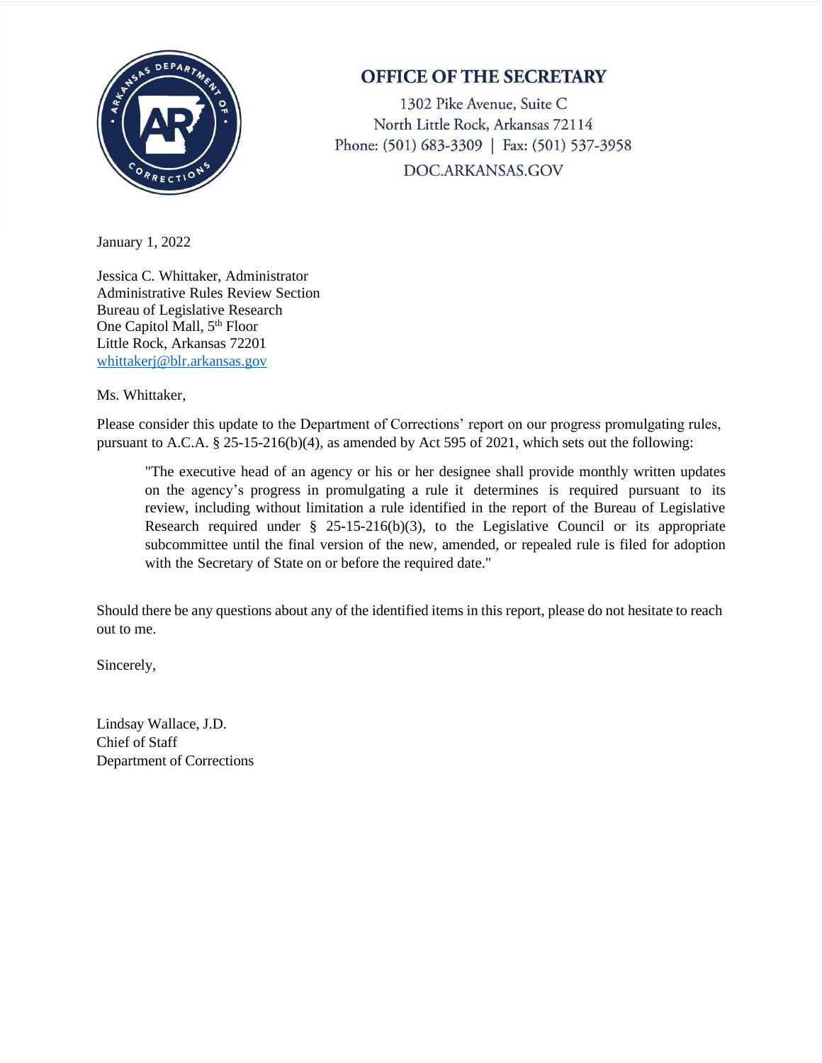# OFFICE OF THE SECRETARY

1302 Pike Avenue, Suite C
North Little Rock, Arkansas 72114
Phone: (501) 683-3309 | Fax: (501) 537-3958
DOC.ARKANSAS.GOV

January 1, 2022

Jessica C. Whittaker, Administrator
Administrative Rules Review Section
Bureau of Legislative Research
One Capitol Mall, 5th Floor
Little Rock, Arkansas 72201
whittakerj@blr.arkansas.gov

Ms. Whittaker,

Please consider this update to the Department of Corrections' report on our progress promulgating rules, pursuant to A.C.A. § 25-15-216(b)(4), as amended by Act 595 of 2021, which sets out the following:

> "The executive head of an agency or his or her designee shall provide monthly written updates on the agency's progress in promulgating a rule it determines is required pursuant to its review, including without limitation a rule identified in the report of the Bureau of Legislative Research required under § 25-15-216(b)(3), to the Legislative Council or its appropriate subcommittee until the final version of the new, amended, or repealed rule is filed for adoption with the Secretary of State on or before the required date."

Should there be any questions about any of the identified items in this report, please do not hesitate to reach out to me.

Sincerely,

Lindsay Wallace, J.D.
Chief of Staff
Department of Corrections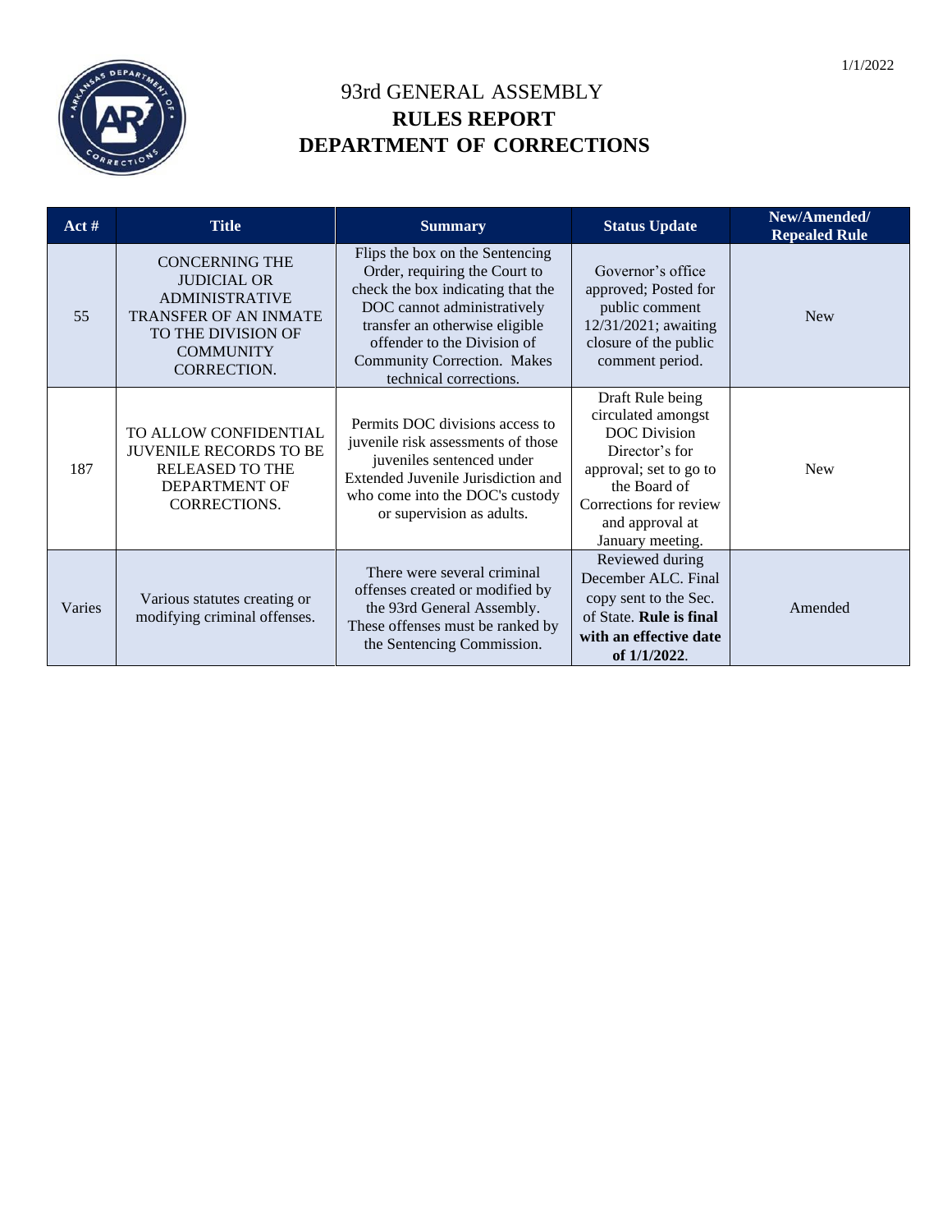1/1/2022

# 93rd GENERAL ASSEMBLY
## RULES REPORT
## DEPARTMENT OF CORRECTIONS

| Act # | Title | Summary | Status Update | New/Amended/ Repealed Rule |
|---|---|---|---|---|
| 55 | CONCERNING THE JUDICIAL OR ADMINISTRATIVE TRANSFER OF AN INMATE TO THE DIVISION OF COMMUNITY CORRECTION. | Flips the box on the Sentencing Order, requiring the Court to check the box indicating that the DOC cannot administratively transfer an otherwise eligible offender to the Division of Community Correction. Makes technical corrections. | Governor's office approved; Posted for public comment 12/31/2021; awaiting closure of the public comment period. | New |
| 187 | TO ALLOW CONFIDENTIAL JUVENILE RECORDS TO BE RELEASED TO THE DEPARTMENT OF CORRECTIONS. | Permits DOC divisions access to juvenile risk assessments of those juveniles sentenced under Extended Juvenile Jurisdiction and who come into the DOC's custody or supervision as adults. | Draft Rule being circulated amongst DOC Division Director's for approval; set to go to the Board of Corrections for review and approval at January meeting. | New |
| Varies | Various statutes creating or modifying criminal offenses. | There were several criminal offenses created or modified by the 93rd General Assembly. These offenses must be ranked by the Sentencing Commission. | Reviewed during December ALC. Final copy sent to the Sec. of State. **Rule is final with an effective date of 1/1/2022**. | Amended |